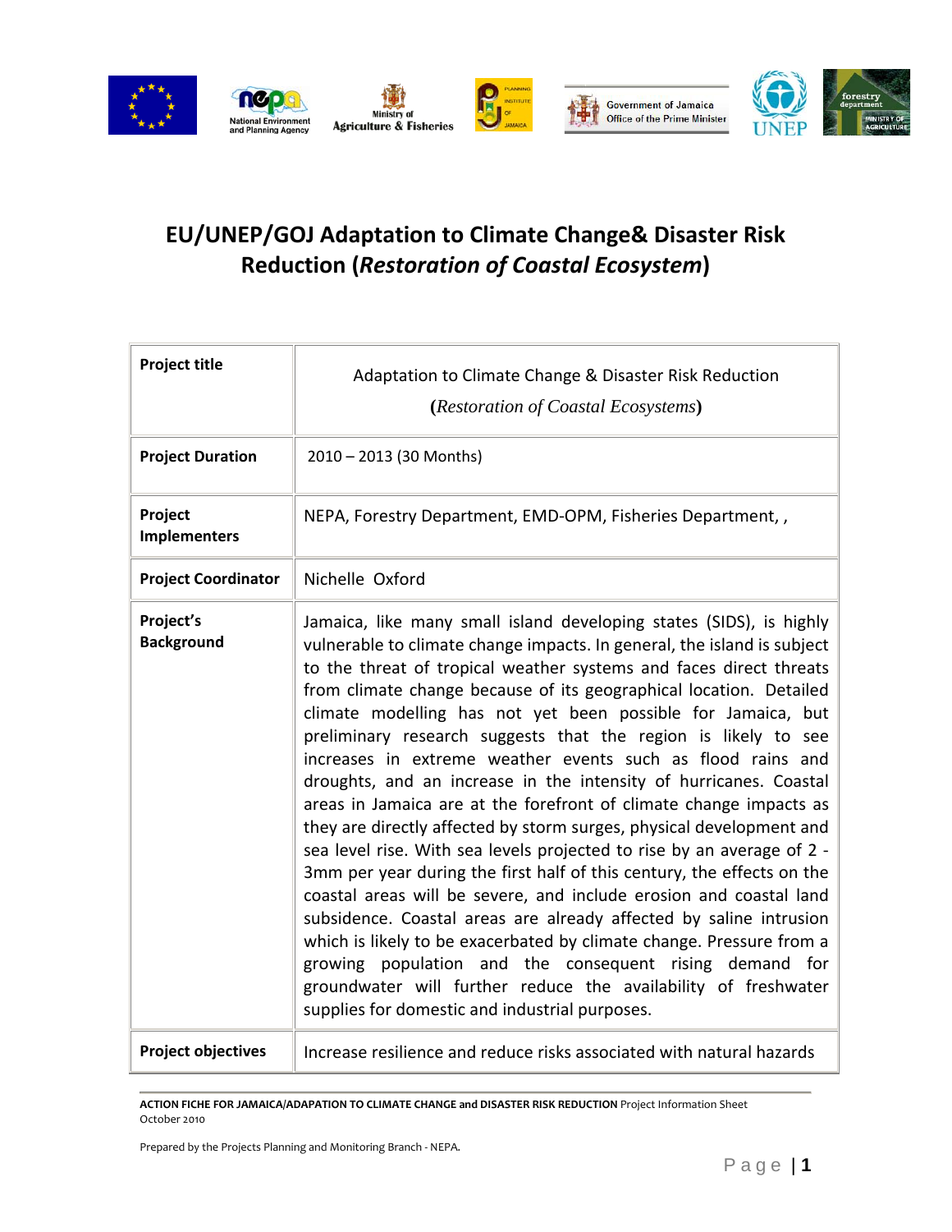# EU/UNEP/GOJ Adaptation to Climate Change& Disaster Risk Reduction (*Restoration of Coastal Ecosystem*)

| **Project title** | Adaptation to Climate Change & Disaster Risk Reduction **(***Restoration of Coastal Ecosystems***)** |
|---|---|
| **Project Duration** | 2010 – 2013 (30 Months) |
| **Project Implementers** | NEPA, Forestry Department, EMD-OPM, Fisheries Department, , |
| **Project Coordinator** | Nichelle Oxford |
| **Project's Background** | Jamaica, like many small island developing states (SIDS), is highly vulnerable to climate change impacts. In general, the island is subject to the threat of tropical weather systems and faces direct threats from climate change because of its geographical location. Detailed climate modelling has not yet been possible for Jamaica, but preliminary research suggests that the region is likely to see increases in extreme weather events such as flood rains and droughts, and an increase in the intensity of hurricanes. Coastal areas in Jamaica are at the forefront of climate change impacts as they are directly affected by storm surges, physical development and sea level rise. With sea levels projected to rise by an average of 2 - 3mm per year during the first half of this century, the effects on the coastal areas will be severe, and include erosion and coastal land subsidence. Coastal areas are already affected by saline intrusion which is likely to be exacerbated by climate change. Pressure from a growing population and the consequent rising demand for groundwater will further reduce the availability of freshwater supplies for domestic and industrial purposes. |
| **Project objectives** | Increase resilience and reduce risks associated with natural hazards |

**ACTION FICHE FOR JAMAICA/ADAPATION TO CLIMATE CHANGE and DISASTER RISK REDUCTION** Project Information Sheet October 2010

Prepared by the Projects Planning and Monitoring Branch - NEPA.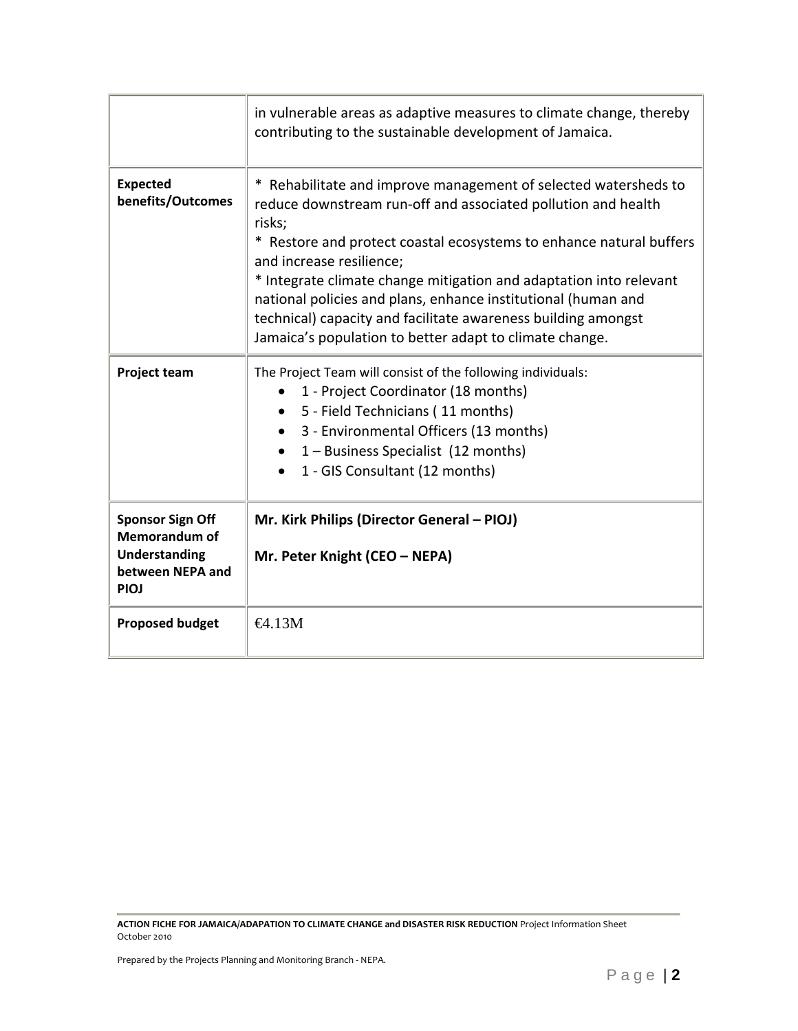| | |
|---|---|
| | in vulnerable areas as adaptive measures to climate change, thereby contributing to the sustainable development of Jamaica. |
| **Expected benefits/Outcomes** | * Rehabilitate and improve management of selected watersheds to reduce downstream run-off and associated pollution and health risks;<br>* Restore and protect coastal ecosystems to enhance natural buffers and increase resilience;<br>* Integrate climate change mitigation and adaptation into relevant national policies and plans, enhance institutional (human and technical) capacity and facilitate awareness building amongst Jamaica's population to better adapt to climate change. |
| **Project team** | The Project Team will consist of the following individuals:<br>• 1 - Project Coordinator (18 months)<br>• 5 - Field Technicians ( 11 months)<br>• 3 - Environmental Officers (13 months)<br>• 1 – Business Specialist (12 months)<br>• 1 - GIS Consultant (12 months) |
| **Sponsor Sign Off Memorandum of Understanding between NEPA and PIOJ** | **Mr. Kirk Philips (Director General – PIOJ)**<br><br>**Mr. Peter Knight (CEO – NEPA)** |
| **Proposed budget** | €4.13M |